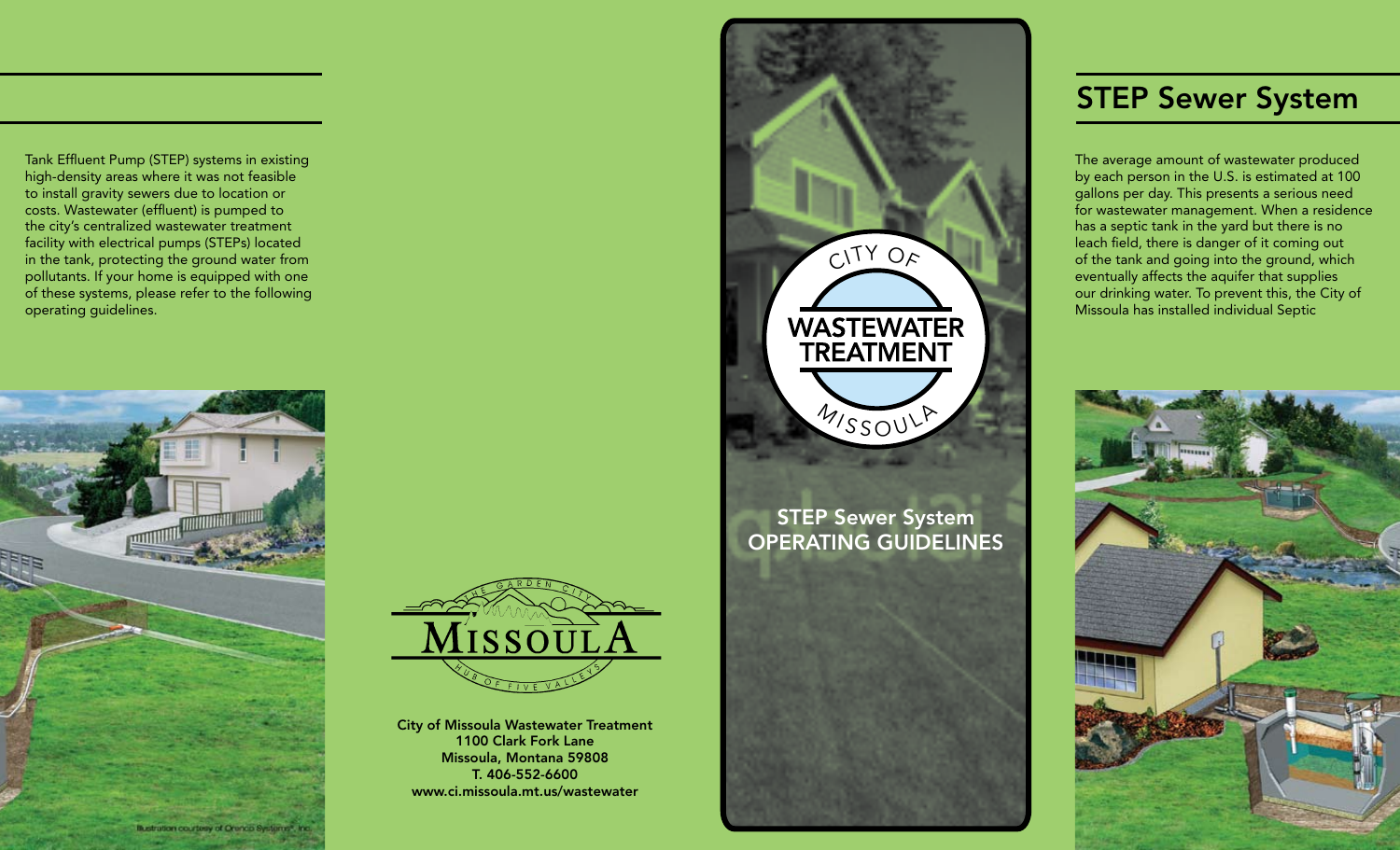Tank Effluent Pump (STEP) systems in existing high-density areas where it was not feasible to install gravity sewers due to location or costs. Wastewater (effluent) is pumped to the city's centralized wastewater treatment facility with electrical pumps (STEPs) located in the tank, protecting the ground water from pollutants. If your home is equipped with one of these systems, please refer to the following operating guidelines.

Illustration courtesy of Orenco Systems®, Inc.

THE GARDEN CITY
MISSOULA
HUB OF FIVE VALLEYS

**City of Missoula Wastewater Treatment**
**1100 Clark Fork Lane**
**Missoula, Montana 59808**
**T. 406-552-6600**
**www.ci.missoula.mt.us/wastewater**

CITY OF
WASTEWATER TREATMENT
MISSOULA

**STEP Sewer System**
**OPERATING GUIDELINES**

## STEP Sewer System

The average amount of wastewater produced by each person in the U.S. is estimated at 100 gallons per day. This presents a serious need for wastewater management. When a residence has a septic tank in the yard but there is no leach field, there is danger of it coming out of the tank and going into the ground, which eventually affects the aquifer that supplies our drinking water. To prevent this, the City of Missoula has installed individual Septic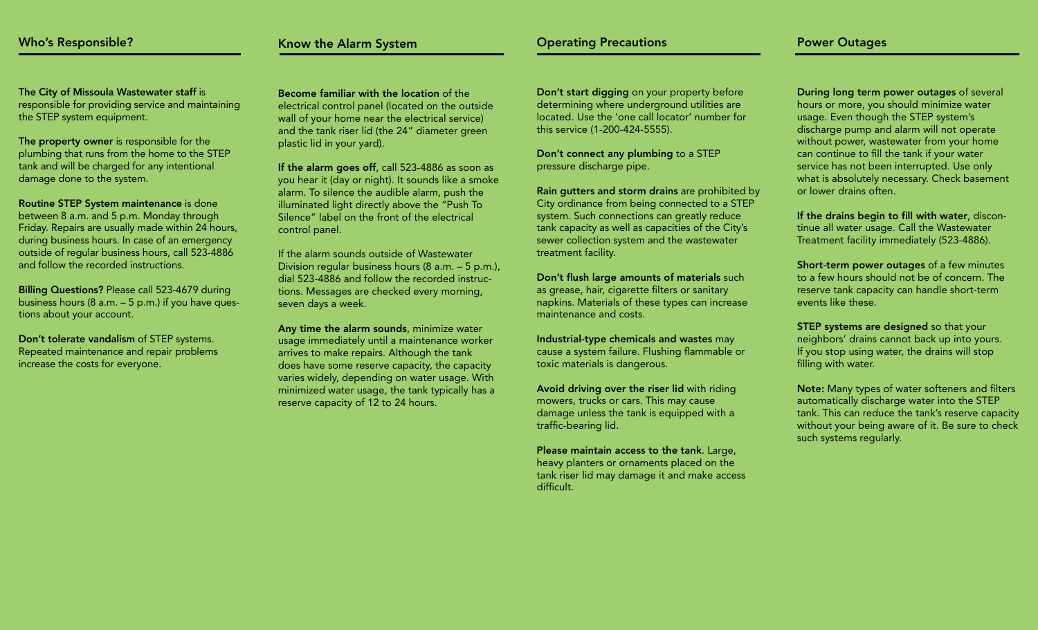## Who's Responsible?

**The City of Missoula Wastewater staff** is responsible for providing service and maintaining the STEP system equipment.

**The property owner** is responsible for the plumbing that runs from the home to the STEP tank and will be charged for any intentional damage done to the system.

**Routine STEP System maintenance** is done between 8 a.m. and 5 p.m. Monday through Friday. Repairs are usually made within 24 hours, during business hours. In case of an emergency outside of regular business hours, call 523-4886 and follow the recorded instructions.

**Billing Questions?** Please call 523-4679 during business hours (8 a.m. – 5 p.m.) if you have questions about your account.

**Don't tolerate vandalism** of STEP systems. Repeated maintenance and repair problems increase the costs for everyone.

## Know the Alarm System

**Become familiar with the location** of the electrical control panel (located on the outside wall of your home near the electrical service) and the tank riser lid (the 24" diameter green plastic lid in your yard).

**If the alarm goes off**, call 523-4886 as soon as you hear it (day or night). It sounds like a smoke alarm. To silence the audible alarm, push the illuminated light directly above the "Push To Silence" label on the front of the electrical control panel.

If the alarm sounds outside of Wastewater Division regular business hours (8 a.m. – 5 p.m.), dial 523-4886 and follow the recorded instructions. Messages are checked every morning, seven days a week.

**Any time the alarm sounds**, minimize water usage immediately until a maintenance worker arrives to make repairs. Although the tank does have some reserve capacity, the capacity varies widely, depending on water usage. With minimized water usage, the tank typically has a reserve capacity of 12 to 24 hours.

## Operating Precautions

**Don't start digging** on your property before determining where underground utilities are located. Use the 'one call locator' number for this service (1-200-424-5555).

**Don't connect any plumbing** to a STEP pressure discharge pipe.

**Rain gutters and storm drains** are prohibited by City ordinance from being connected to a STEP system. Such connections can greatly reduce tank capacity as well as capacities of the City's sewer collection system and the wastewater treatment facility.

**Don't flush large amounts of materials** such as grease, hair, cigarette filters or sanitary napkins. Materials of these types can increase maintenance and costs.

**Industrial-type chemicals and wastes** may cause a system failure. Flushing flammable or toxic materials is dangerous.

**Avoid driving over the riser lid** with riding mowers, trucks or cars. This may cause damage unless the tank is equipped with a traffic-bearing lid.

**Please maintain access to the tank**. Large, heavy planters or ornaments placed on the tank riser lid may damage it and make access difficult.

## Power Outages

**During long term power outages** of several hours or more, you should minimize water usage. Even though the STEP system's discharge pump and alarm will not operate without power, wastewater from your home can continue to fill the tank if your water service has not been interrupted. Use only what is absolutely necessary. Check basement or lower drains often.

**If the drains begin to fill with water**, discontinue all water usage. Call the Wastewater Treatment facility immediately (523-4886).

**Short-term power outages** of a few minutes to a few hours should not be of concern. The reserve tank capacity can handle short-term events like these.

**STEP systems are designed** so that your neighbors' drains cannot back up into yours. If you stop using water, the drains will stop filling with water.

**Note:** Many types of water softeners and filters automatically discharge water into the STEP tank. This can reduce the tank's reserve capacity without your being aware of it. Be sure to check such systems regularly.